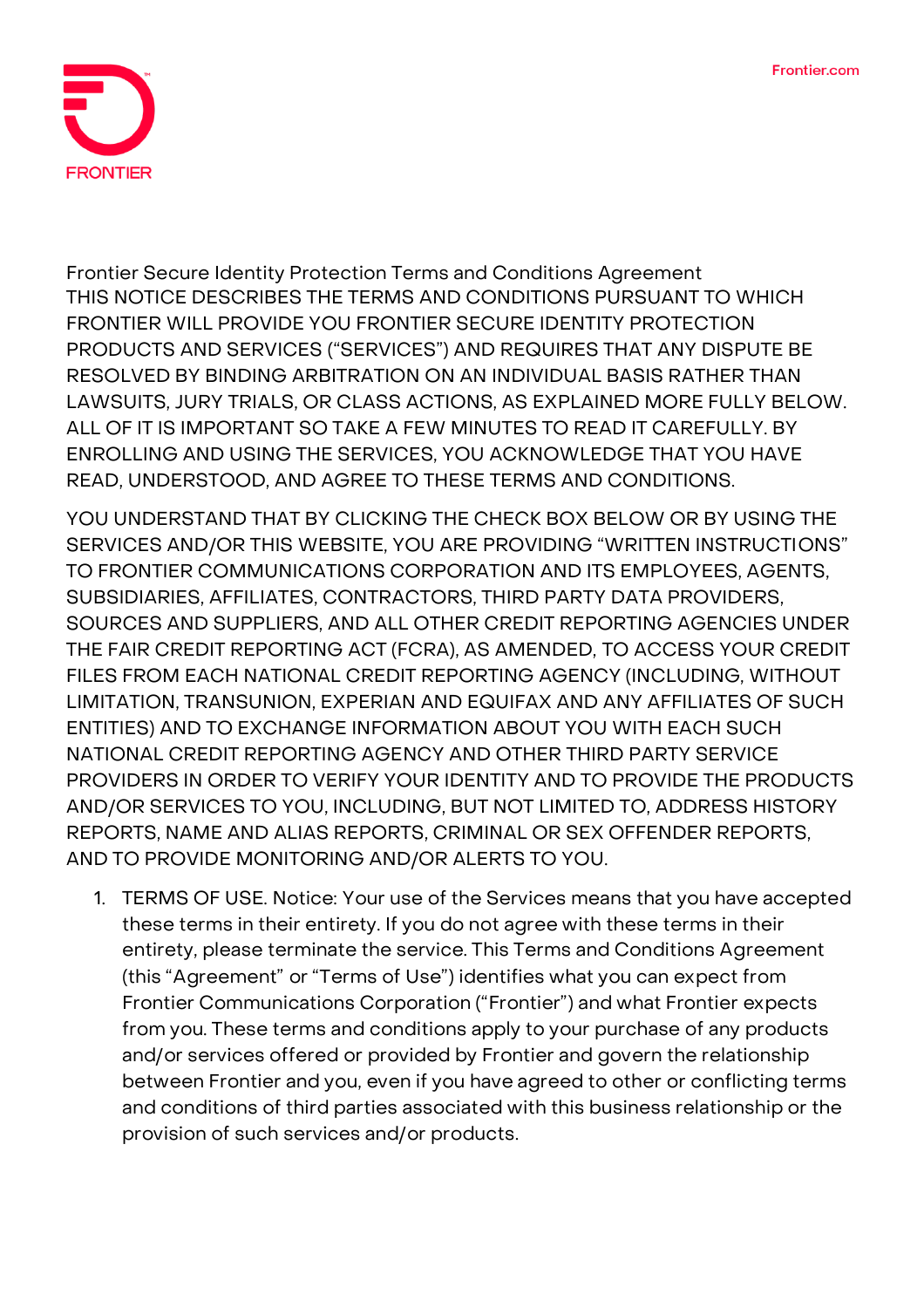# Frontier Secure Identity Protection Terms and Conditions Agreement

THIS NOTICE DESCRIBES THE TERMS AND CONDITIONS PURSUANT TO WHICH FRONTIER WILL PROVIDE YOU FRONTIER SECURE IDENTITY PROTECTION PRODUCTS AND SERVICES ("SERVICES") AND REQUIRES THAT ANY DISPUTE BE RESOLVED BY BINDING ARBITRATION ON AN INDIVIDUAL BASIS RATHER THAN LAWSUITS, JURY TRIALS, OR CLASS ACTIONS, AS EXPLAINED MORE FULLY BELOW. ALL OF IT IS IMPORTANT SO TAKE A FEW MINUTES TO READ IT CAREFULLY. BY ENROLLING AND USING THE SERVICES, YOU ACKNOWLEDGE THAT YOU HAVE READ, UNDERSTOOD, AND AGREE TO THESE TERMS AND CONDITIONS.

YOU UNDERSTAND THAT BY CLICKING THE CHECK BOX BELOW OR BY USING THE SERVICES AND/OR THIS WEBSITE, YOU ARE PROVIDING "WRITTEN INSTRUCTIONS" TO FRONTIER COMMUNICATIONS CORPORATION AND ITS EMPLOYEES, AGENTS, SUBSIDIARIES, AFFILIATES, CONTRACTORS, THIRD PARTY DATA PROVIDERS, SOURCES AND SUPPLIERS, AND ALL OTHER CREDIT REPORTING AGENCIES UNDER THE FAIR CREDIT REPORTING ACT (FCRA), AS AMENDED, TO ACCESS YOUR CREDIT FILES FROM EACH NATIONAL CREDIT REPORTING AGENCY (INCLUDING, WITHOUT LIMITATION, TRANSUNION, EXPERIAN AND EQUIFAX AND ANY AFFILIATES OF SUCH ENTITIES) AND TO EXCHANGE INFORMATION ABOUT YOU WITH EACH SUCH NATIONAL CREDIT REPORTING AGENCY AND OTHER THIRD PARTY SERVICE PROVIDERS IN ORDER TO VERIFY YOUR IDENTITY AND TO PROVIDE THE PRODUCTS AND/OR SERVICES TO YOU, INCLUDING, BUT NOT LIMITED TO, ADDRESS HISTORY REPORTS, NAME AND ALIAS REPORTS, CRIMINAL OR SEX OFFENDER REPORTS, AND TO PROVIDE MONITORING AND/OR ALERTS TO YOU.

1. TERMS OF USE. Notice: Your use of the Services means that you have accepted these terms in their entirety. If you do not agree with these terms in their entirety, please terminate the service. This Terms and Conditions Agreement (this "Agreement" or "Terms of Use") identifies what you can expect from Frontier Communications Corporation ("Frontier") and what Frontier expects from you. These terms and conditions apply to your purchase of any products and/or services offered or provided by Frontier and govern the relationship between Frontier and you, even if you have agreed to other or conflicting terms and conditions of third parties associated with this business relationship or the provision of such services and/or products.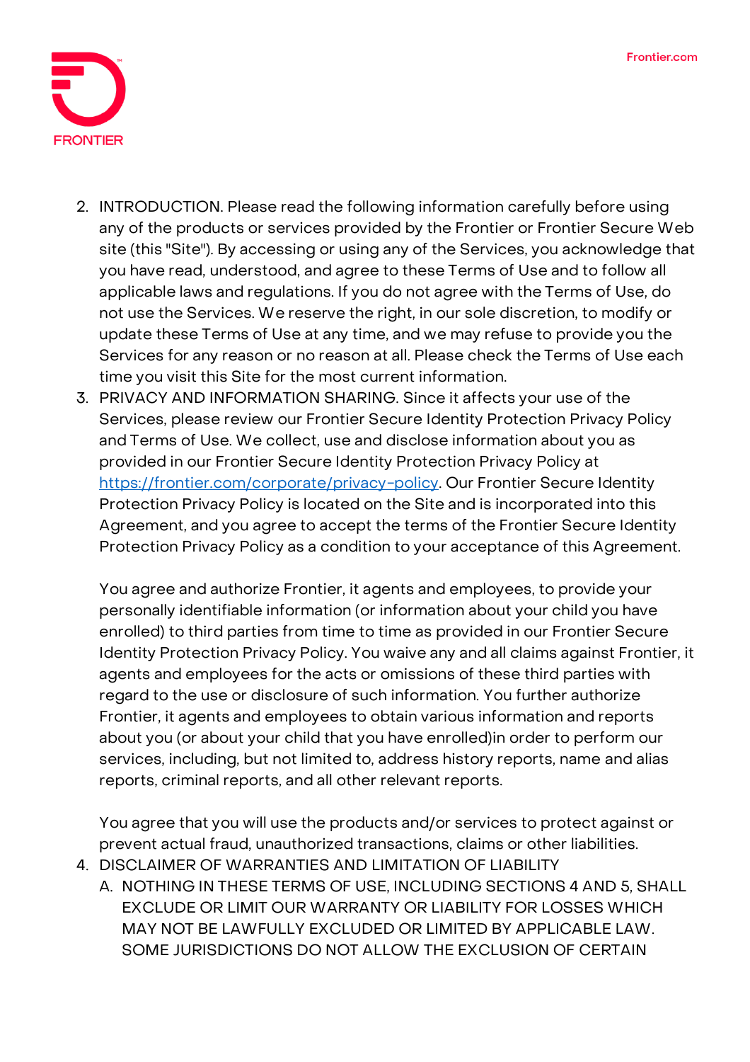2. INTRODUCTION. Please read the following information carefully before using any of the products or services provided by the Frontier or Frontier Secure Web site (this "Site"). By accessing or using any of the Services, you acknowledge that you have read, understood, and agree to these Terms of Use and to follow all applicable laws and regulations. If you do not agree with the Terms of Use, do not use the Services. We reserve the right, in our sole discretion, to modify or update these Terms of Use at any time, and we may refuse to provide you the Services for any reason or no reason at all. Please check the Terms of Use each time you visit this Site for the most current information.
3. PRIVACY AND INFORMATION SHARING. Since it affects your use of the Services, please review our Frontier Secure Identity Protection Privacy Policy and Terms of Use. We collect, use and disclose information about you as provided in our Frontier Secure Identity Protection Privacy Policy at [https://frontier.com/corporate/privacy-policy](https://frontier.com/corporate/privacy-policy). Our Frontier Secure Identity Protection Privacy Policy is located on the Site and is incorporated into this Agreement, and you agree to accept the terms of the Frontier Secure Identity Protection Privacy Policy as a condition to your acceptance of this Agreement.

   You agree and authorize Frontier, it agents and employees, to provide your personally identifiable information (or information about your child you have enrolled) to third parties from time to time as provided in our Frontier Secure Identity Protection Privacy Policy. You waive any and all claims against Frontier, it agents and employees for the acts or omissions of these third parties with regard to the use or disclosure of such information. You further authorize Frontier, it agents and employees to obtain various information and reports about you (or about your child that you have enrolled)in order to perform our services, including, but not limited to, address history reports, name and alias reports, criminal reports, and all other relevant reports.

   You agree that you will use the products and/or services to protect against or prevent actual fraud, unauthorized transactions, claims or other liabilities.
4. DISCLAIMER OF WARRANTIES AND LIMITATION OF LIABILITY
   A. NOTHING IN THESE TERMS OF USE, INCLUDING SECTIONS 4 AND 5, SHALL EXCLUDE OR LIMIT OUR WARRANTY OR LIABILITY FOR LOSSES WHICH MAY NOT BE LAWFULLY EXCLUDED OR LIMITED BY APPLICABLE LAW. SOME JURISDICTIONS DO NOT ALLOW THE EXCLUSION OF CERTAIN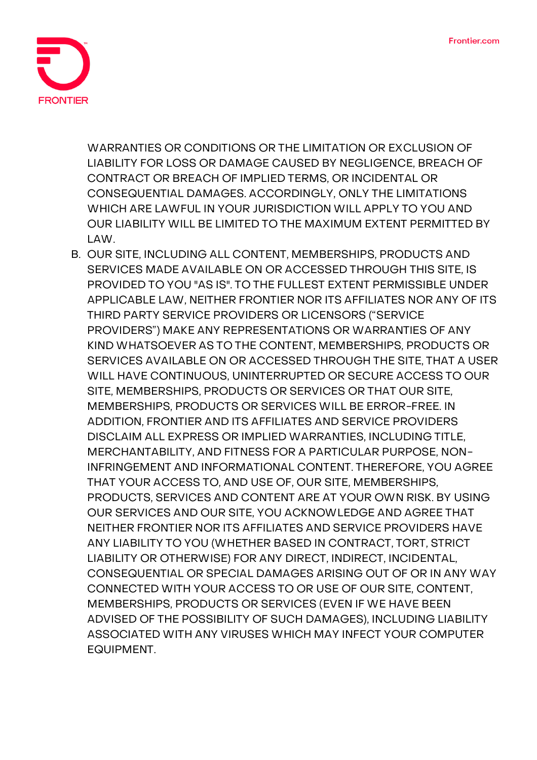WARRANTIES OR CONDITIONS OR THE LIMITATION OR EXCLUSION OF LIABILITY FOR LOSS OR DAMAGE CAUSED BY NEGLIGENCE, BREACH OF CONTRACT OR BREACH OF IMPLIED TERMS, OR INCIDENTAL OR CONSEQUENTIAL DAMAGES. ACCORDINGLY, ONLY THE LIMITATIONS WHICH ARE LAWFUL IN YOUR JURISDICTION WILL APPLY TO YOU AND OUR LIABILITY WILL BE LIMITED TO THE MAXIMUM EXTENT PERMITTED BY LAW.

B. OUR SITE, INCLUDING ALL CONTENT, MEMBERSHIPS, PRODUCTS AND SERVICES MADE AVAILABLE ON OR ACCESSED THROUGH THIS SITE, IS PROVIDED TO YOU "AS IS". TO THE FULLEST EXTENT PERMISSIBLE UNDER APPLICABLE LAW, NEITHER FRONTIER NOR ITS AFFILIATES NOR ANY OF ITS THIRD PARTY SERVICE PROVIDERS OR LICENSORS ("SERVICE PROVIDERS") MAKE ANY REPRESENTATIONS OR WARRANTIES OF ANY KIND WHATSOEVER AS TO THE CONTENT, MEMBERSHIPS, PRODUCTS OR SERVICES AVAILABLE ON OR ACCESSED THROUGH THE SITE, THAT A USER WILL HAVE CONTINUOUS, UNINTERRUPTED OR SECURE ACCESS TO OUR SITE, MEMBERSHIPS, PRODUCTS OR SERVICES OR THAT OUR SITE, MEMBERSHIPS, PRODUCTS OR SERVICES WILL BE ERROR-FREE. IN ADDITION, FRONTIER AND ITS AFFILIATES AND SERVICE PROVIDERS DISCLAIM ALL EXPRESS OR IMPLIED WARRANTIES, INCLUDING TITLE, MERCHANTABILITY, AND FITNESS FOR A PARTICULAR PURPOSE, NON-INFRINGEMENT AND INFORMATIONAL CONTENT. THEREFORE, YOU AGREE THAT YOUR ACCESS TO, AND USE OF, OUR SITE, MEMBERSHIPS, PRODUCTS, SERVICES AND CONTENT ARE AT YOUR OWN RISK. BY USING OUR SERVICES AND OUR SITE, YOU ACKNOWLEDGE AND AGREE THAT NEITHER FRONTIER NOR ITS AFFILIATES AND SERVICE PROVIDERS HAVE ANY LIABILITY TO YOU (WHETHER BASED IN CONTRACT, TORT, STRICT LIABILITY OR OTHERWISE) FOR ANY DIRECT, INDIRECT, INCIDENTAL, CONSEQUENTIAL OR SPECIAL DAMAGES ARISING OUT OF OR IN ANY WAY CONNECTED WITH YOUR ACCESS TO OR USE OF OUR SITE, CONTENT, MEMBERSHIPS, PRODUCTS OR SERVICES (EVEN IF WE HAVE BEEN ADVISED OF THE POSSIBILITY OF SUCH DAMAGES), INCLUDING LIABILITY ASSOCIATED WITH ANY VIRUSES WHICH MAY INFECT YOUR COMPUTER EQUIPMENT.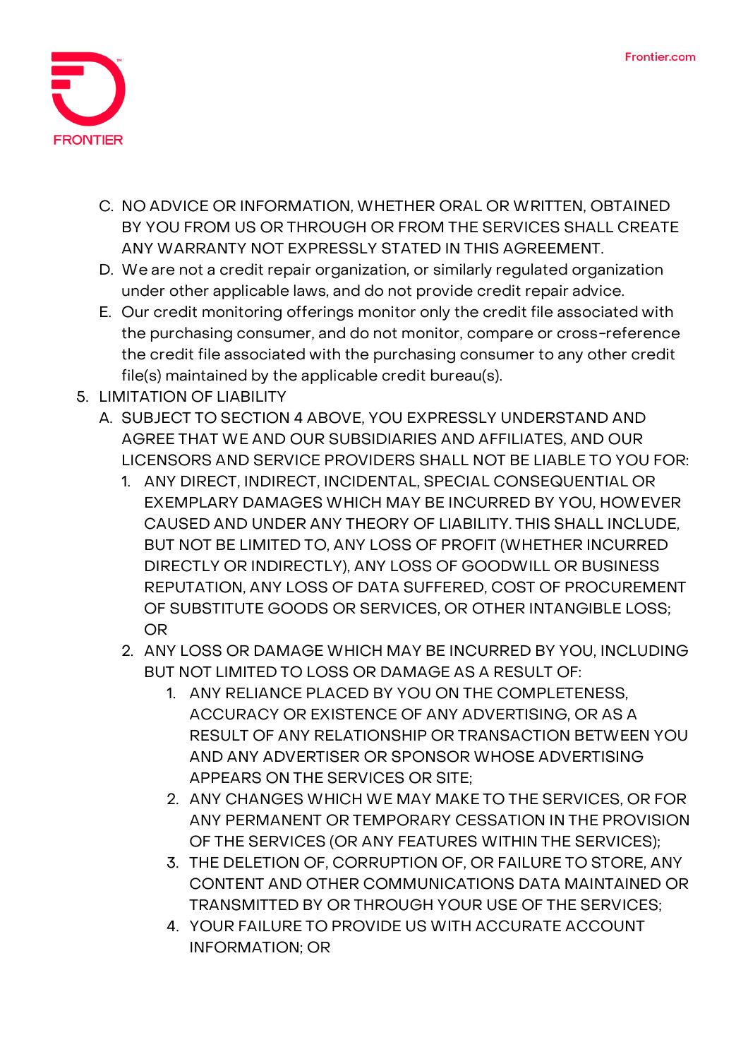C. NO ADVICE OR INFORMATION, WHETHER ORAL OR WRITTEN, OBTAINED BY YOU FROM US OR THROUGH OR FROM THE SERVICES SHALL CREATE ANY WARRANTY NOT EXPRESSLY STATED IN THIS AGREEMENT.

D. We are not a credit repair organization, or similarly regulated organization under other applicable laws, and do not provide credit repair advice.

E. Our credit monitoring offerings monitor only the credit file associated with the purchasing consumer, and do not monitor, compare or cross-reference the credit file associated with the purchasing consumer to any other credit file(s) maintained by the applicable credit bureau(s).

5. LIMITATION OF LIABILITY
   - A. SUBJECT TO SECTION 4 ABOVE, YOU EXPRESSLY UNDERSTAND AND AGREE THAT WE AND OUR SUBSIDIARIES AND AFFILIATES, AND OUR LICENSORS AND SERVICE PROVIDERS SHALL NOT BE LIABLE TO YOU FOR:
     1. ANY DIRECT, INDIRECT, INCIDENTAL, SPECIAL CONSEQUENTIAL OR EXEMPLARY DAMAGES WHICH MAY BE INCURRED BY YOU, HOWEVER CAUSED AND UNDER ANY THEORY OF LIABILITY. THIS SHALL INCLUDE, BUT NOT BE LIMITED TO, ANY LOSS OF PROFIT (WHETHER INCURRED DIRECTLY OR INDIRECTLY), ANY LOSS OF GOODWILL OR BUSINESS REPUTATION, ANY LOSS OF DATA SUFFERED, COST OF PROCUREMENT OF SUBSTITUTE GOODS OR SERVICES, OR OTHER INTANGIBLE LOSS; OR
     2. ANY LOSS OR DAMAGE WHICH MAY BE INCURRED BY YOU, INCLUDING BUT NOT LIMITED TO LOSS OR DAMAGE AS A RESULT OF:
        1. ANY RELIANCE PLACED BY YOU ON THE COMPLETENESS, ACCURACY OR EXISTENCE OF ANY ADVERTISING, OR AS A RESULT OF ANY RELATIONSHIP OR TRANSACTION BETWEEN YOU AND ANY ADVERTISER OR SPONSOR WHOSE ADVERTISING APPEARS ON THE SERVICES OR SITE;
        2. ANY CHANGES WHICH WE MAY MAKE TO THE SERVICES, OR FOR ANY PERMANENT OR TEMPORARY CESSATION IN THE PROVISION OF THE SERVICES (OR ANY FEATURES WITHIN THE SERVICES);
        3. THE DELETION OF, CORRUPTION OF, OR FAILURE TO STORE, ANY CONTENT AND OTHER COMMUNICATIONS DATA MAINTAINED OR TRANSMITTED BY OR THROUGH YOUR USE OF THE SERVICES;
        4. YOUR FAILURE TO PROVIDE US WITH ACCURATE ACCOUNT INFORMATION; OR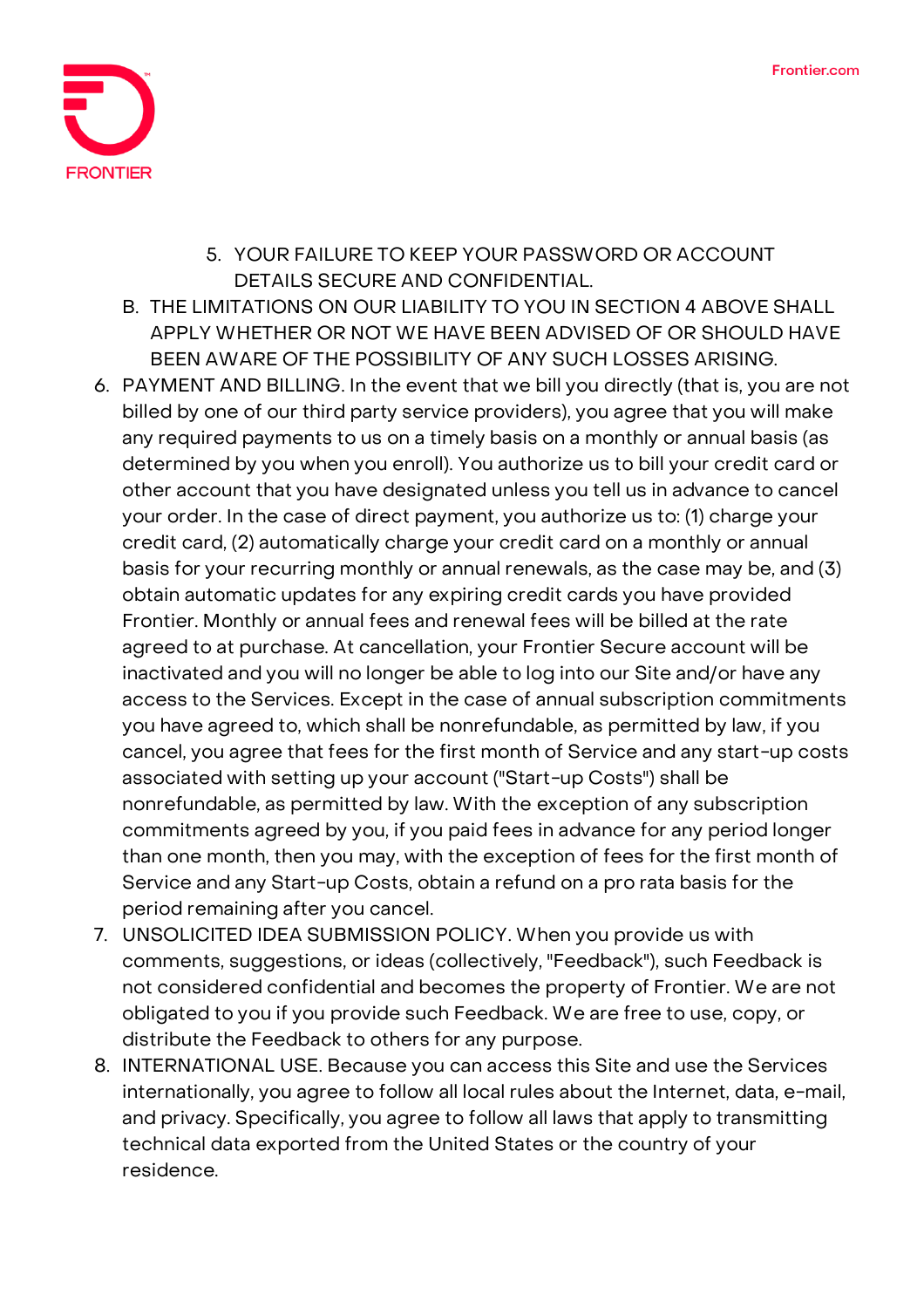5. YOUR FAILURE TO KEEP YOUR PASSWORD OR ACCOUNT DETAILS SECURE AND CONFIDENTIAL.

   B. THE LIMITATIONS ON OUR LIABILITY TO YOU IN SECTION 4 ABOVE SHALL APPLY WHETHER OR NOT WE HAVE BEEN ADVISED OF OR SHOULD HAVE BEEN AWARE OF THE POSSIBILITY OF ANY SUCH LOSSES ARISING.

6. PAYMENT AND BILLING. In the event that we bill you directly (that is, you are not billed by one of our third party service providers), you agree that you will make any required payments to us on a timely basis on a monthly or annual basis (as determined by you when you enroll). You authorize us to bill your credit card or other account that you have designated unless you tell us in advance to cancel your order. In the case of direct payment, you authorize us to: (1) charge your credit card, (2) automatically charge your credit card on a monthly or annual basis for your recurring monthly or annual renewals, as the case may be, and (3) obtain automatic updates for any expiring credit cards you have provided Frontier. Monthly or annual fees and renewal fees will be billed at the rate agreed to at purchase. At cancellation, your Frontier Secure account will be inactivated and you will no longer be able to log into our Site and/or have any access to the Services. Except in the case of annual subscription commitments you have agreed to, which shall be nonrefundable, as permitted by law, if you cancel, you agree that fees for the first month of Service and any start-up costs associated with setting up your account ("Start-up Costs") shall be nonrefundable, as permitted by law. With the exception of any subscription commitments agreed by you, if you paid fees in advance for any period longer than one month, then you may, with the exception of fees for the first month of Service and any Start-up Costs, obtain a refund on a pro rata basis for the period remaining after you cancel.
7. UNSOLICITED IDEA SUBMISSION POLICY. When you provide us with comments, suggestions, or ideas (collectively, "Feedback"), such Feedback is not considered confidential and becomes the property of Frontier. We are not obligated to you if you provide such Feedback. We are free to use, copy, or distribute the Feedback to others for any purpose.
8. INTERNATIONAL USE. Because you can access this Site and use the Services internationally, you agree to follow all local rules about the Internet, data, e-mail, and privacy. Specifically, you agree to follow all laws that apply to transmitting technical data exported from the United States or the country of your residence.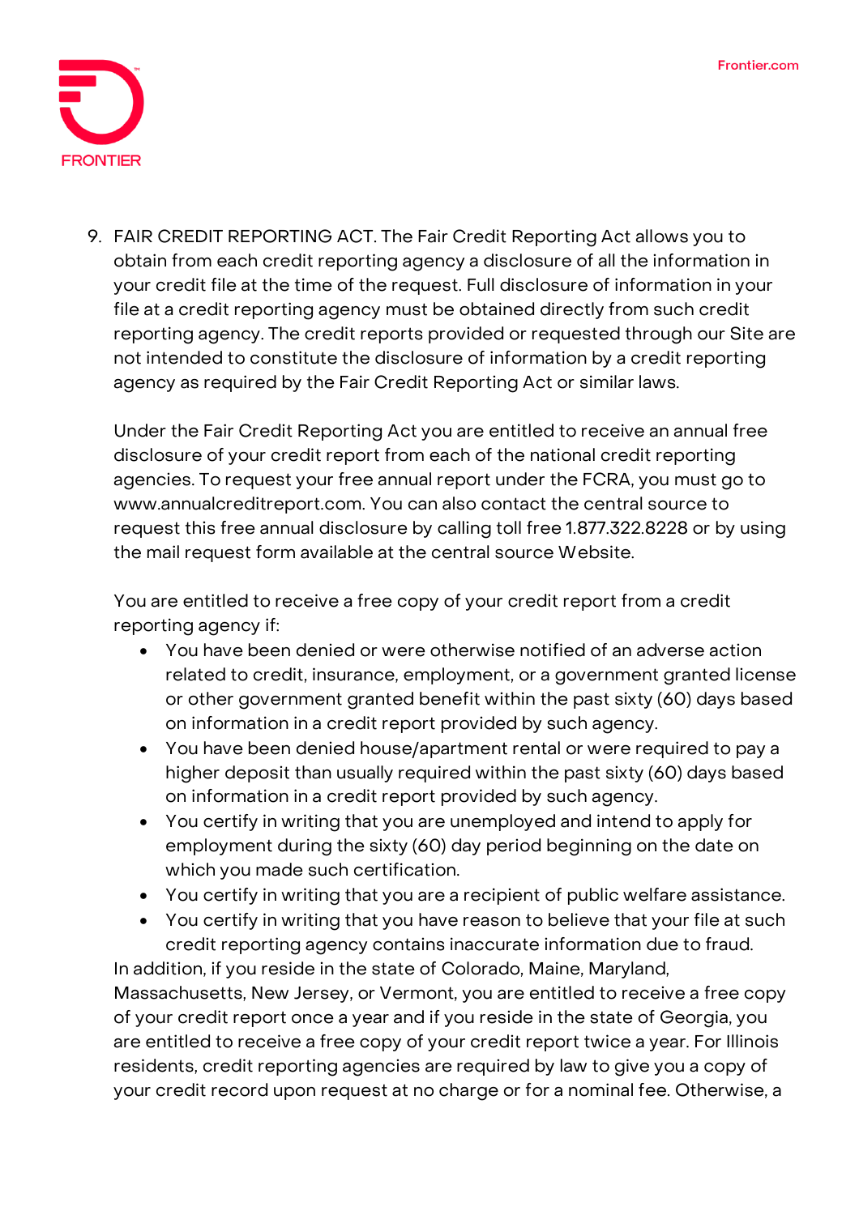9. FAIR CREDIT REPORTING ACT. The Fair Credit Reporting Act allows you to obtain from each credit reporting agency a disclosure of all the information in your credit file at the time of the request. Full disclosure of information in your file at a credit reporting agency must be obtained directly from such credit reporting agency. The credit reports provided or requested through our Site are not intended to constitute the disclosure of information by a credit reporting agency as required by the Fair Credit Reporting Act or similar laws.

   Under the Fair Credit Reporting Act you are entitled to receive an annual free disclosure of your credit report from each of the national credit reporting agencies. To request your free annual report under the FCRA, you must go to www.annualcreditreport.com. You can also contact the central source to request this free annual disclosure by calling toll free 1.877.322.8228 or by using the mail request form available at the central source Website.

   You are entitled to receive a free copy of your credit report from a credit reporting agency if:

   - You have been denied or were otherwise notified of an adverse action related to credit, insurance, employment, or a government granted license or other government granted benefit within the past sixty (60) days based on information in a credit report provided by such agency.
   - You have been denied house/apartment rental or were required to pay a higher deposit than usually required within the past sixty (60) days based on information in a credit report provided by such agency.
   - You certify in writing that you are unemployed and intend to apply for employment during the sixty (60) day period beginning on the date on which you made such certification.
   - You certify in writing that you are a recipient of public welfare assistance.
   - You certify in writing that you have reason to believe that your file at such credit reporting agency contains inaccurate information due to fraud.

   In addition, if you reside in the state of Colorado, Maine, Maryland, Massachusetts, New Jersey, or Vermont, you are entitled to receive a free copy of your credit report once a year and if you reside in the state of Georgia, you are entitled to receive a free copy of your credit report twice a year. For Illinois residents, credit reporting agencies are required by law to give you a copy of your credit record upon request at no charge or for a nominal fee. Otherwise, a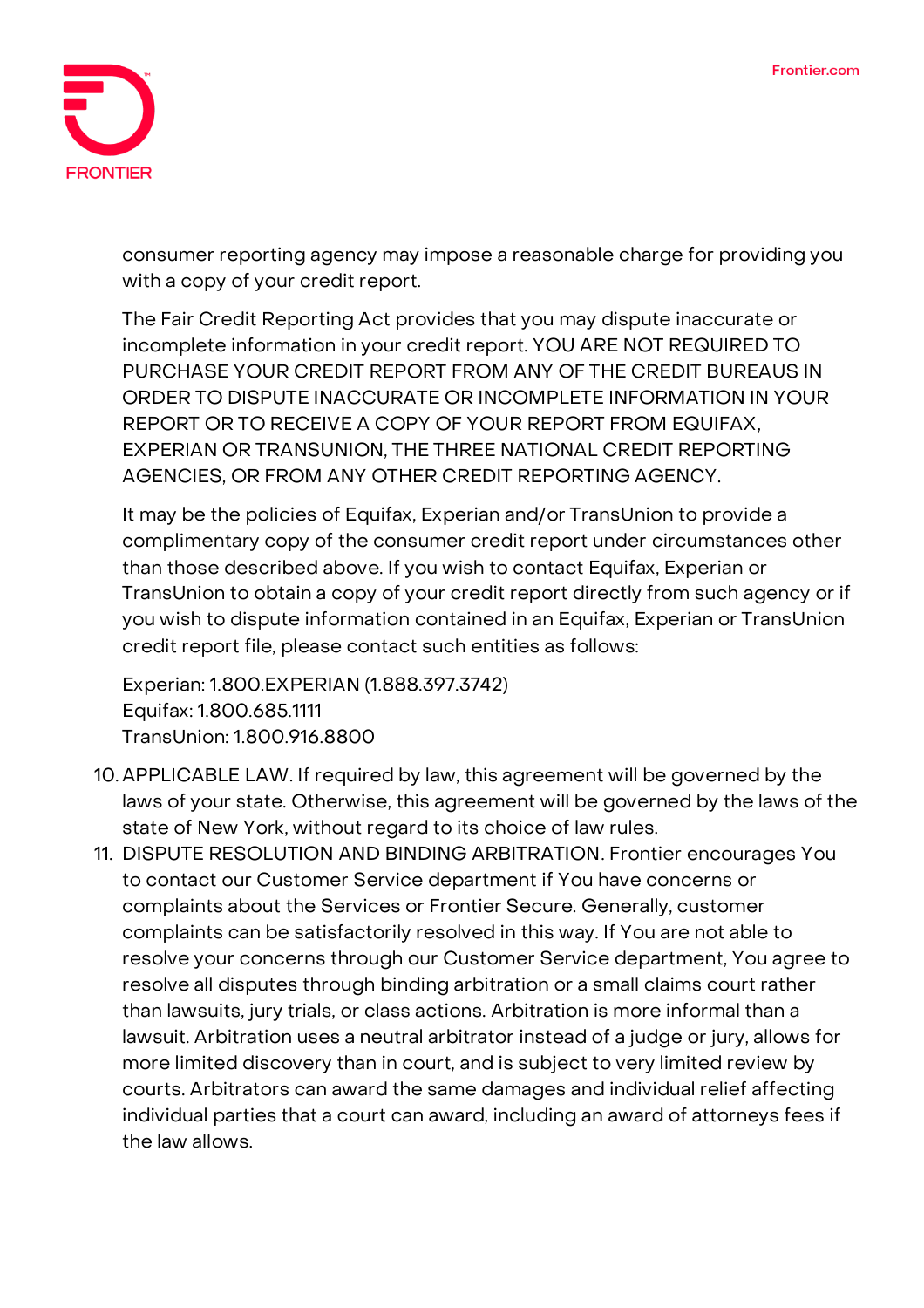consumer reporting agency may impose a reasonable charge for providing you with a copy of your credit report.

The Fair Credit Reporting Act provides that you may dispute inaccurate or incomplete information in your credit report. YOU ARE NOT REQUIRED TO PURCHASE YOUR CREDIT REPORT FROM ANY OF THE CREDIT BUREAUS IN ORDER TO DISPUTE INACCURATE OR INCOMPLETE INFORMATION IN YOUR REPORT OR TO RECEIVE A COPY OF YOUR REPORT FROM EQUIFAX, EXPERIAN OR TRANSUNION, THE THREE NATIONAL CREDIT REPORTING AGENCIES, OR FROM ANY OTHER CREDIT REPORTING AGENCY.

It may be the policies of Equifax, Experian and/or TransUnion to provide a complimentary copy of the consumer credit report under circumstances other than those described above. If you wish to contact Equifax, Experian or TransUnion to obtain a copy of your credit report directly from such agency or if you wish to dispute information contained in an Equifax, Experian or TransUnion credit report file, please contact such entities as follows:

Experian: 1.800.EXPERIAN (1.888.397.3742)
Equifax: 1.800.685.1111
TransUnion: 1.800.916.8800

10. APPLICABLE LAW. If required by law, this agreement will be governed by the laws of your state. Otherwise, this agreement will be governed by the laws of the state of New York, without regard to its choice of law rules.
11. DISPUTE RESOLUTION AND BINDING ARBITRATION. Frontier encourages You to contact our Customer Service department if You have concerns or complaints about the Services or Frontier Secure. Generally, customer complaints can be satisfactorily resolved in this way. If You are not able to resolve your concerns through our Customer Service department, You agree to resolve all disputes through binding arbitration or a small claims court rather than lawsuits, jury trials, or class actions. Arbitration is more informal than a lawsuit. Arbitration uses a neutral arbitrator instead of a judge or jury, allows for more limited discovery than in court, and is subject to very limited review by courts. Arbitrators can award the same damages and individual relief affecting individual parties that a court can award, including an award of attorneys fees if the law allows.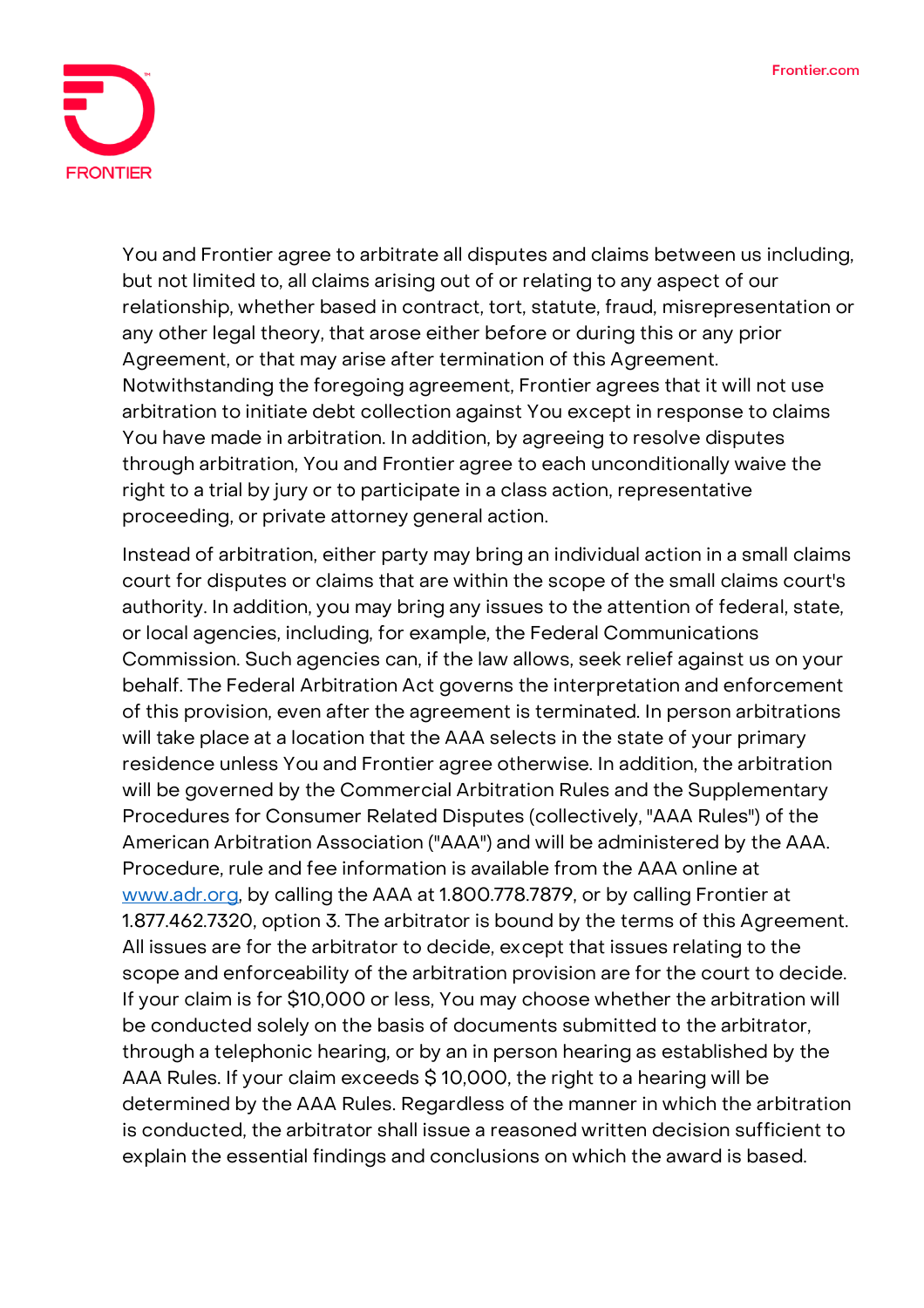You and Frontier agree to arbitrate all disputes and claims between us including, but not limited to, all claims arising out of or relating to any aspect of our relationship, whether based in contract, tort, statute, fraud, misrepresentation or any other legal theory, that arose either before or during this or any prior Agreement, or that may arise after termination of this Agreement. Notwithstanding the foregoing agreement, Frontier agrees that it will not use arbitration to initiate debt collection against You except in response to claims You have made in arbitration. In addition, by agreeing to resolve disputes through arbitration, You and Frontier agree to each unconditionally waive the right to a trial by jury or to participate in a class action, representative proceeding, or private attorney general action.

Instead of arbitration, either party may bring an individual action in a small claims court for disputes or claims that are within the scope of the small claims court's authority. In addition, you may bring any issues to the attention of federal, state, or local agencies, including, for example, the Federal Communications Commission. Such agencies can, if the law allows, seek relief against us on your behalf. The Federal Arbitration Act governs the interpretation and enforcement of this provision, even after the agreement is terminated. In person arbitrations will take place at a location that the AAA selects in the state of your primary residence unless You and Frontier agree otherwise. In addition, the arbitration will be governed by the Commercial Arbitration Rules and the Supplementary Procedures for Consumer Related Disputes (collectively, "AAA Rules") of the American Arbitration Association ("AAA") and will be administered by the AAA. Procedure, rule and fee information is available from the AAA online at www.adr.org, by calling the AAA at 1.800.778.7879, or by calling Frontier at 1.877.462.7320, option 3. The arbitrator is bound by the terms of this Agreement. All issues are for the arbitrator to decide, except that issues relating to the scope and enforceability of the arbitration provision are for the court to decide. If your claim is for $10,000 or less, You may choose whether the arbitration will be conducted solely on the basis of documents submitted to the arbitrator, through a telephonic hearing, or by an in person hearing as established by the AAA Rules. If your claim exceeds $ 10,000, the right to a hearing will be determined by the AAA Rules. Regardless of the manner in which the arbitration is conducted, the arbitrator shall issue a reasoned written decision sufficient to explain the essential findings and conclusions on which the award is based.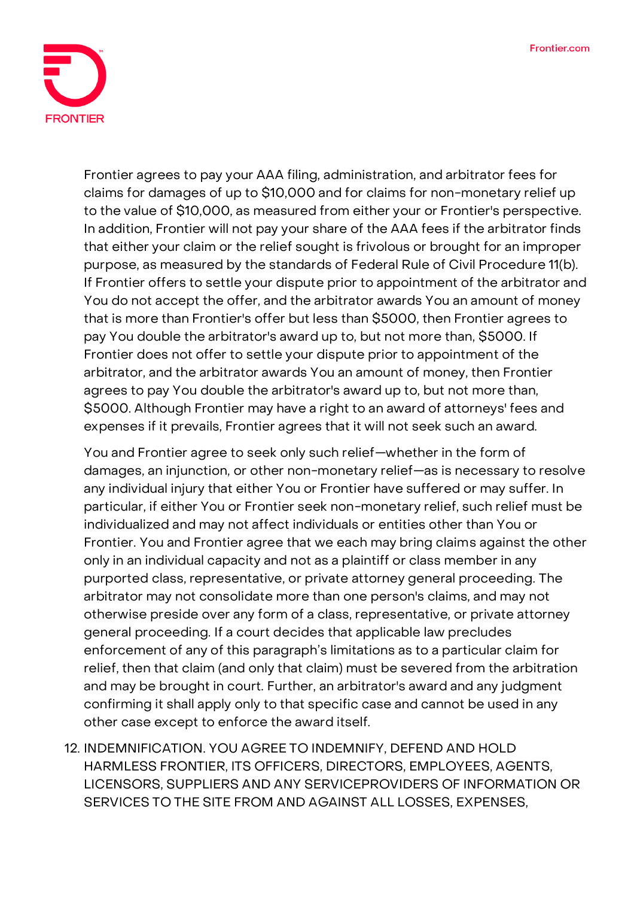Frontier agrees to pay your AAA filing, administration, and arbitrator fees for claims for damages of up to $10,000 and for claims for non-monetary relief up to the value of $10,000, as measured from either your or Frontier's perspective. In addition, Frontier will not pay your share of the AAA fees if the arbitrator finds that either your claim or the relief sought is frivolous or brought for an improper purpose, as measured by the standards of Federal Rule of Civil Procedure 11(b). If Frontier offers to settle your dispute prior to appointment of the arbitrator and You do not accept the offer, and the arbitrator awards You an amount of money that is more than Frontier's offer but less than $5000, then Frontier agrees to pay You double the arbitrator's award up to, but not more than, $5000. If Frontier does not offer to settle your dispute prior to appointment of the arbitrator, and the arbitrator awards You an amount of money, then Frontier agrees to pay You double the arbitrator's award up to, but not more than, $5000. Although Frontier may have a right to an award of attorneys' fees and expenses if it prevails, Frontier agrees that it will not seek such an award.

You and Frontier agree to seek only such relief—whether in the form of damages, an injunction, or other non-monetary relief—as is necessary to resolve any individual injury that either You or Frontier have suffered or may suffer. In particular, if either You or Frontier seek non-monetary relief, such relief must be individualized and may not affect individuals or entities other than You or Frontier. You and Frontier agree that we each may bring claims against the other only in an individual capacity and not as a plaintiff or class member in any purported class, representative, or private attorney general proceeding. The arbitrator may not consolidate more than one person's claims, and may not otherwise preside over any form of a class, representative, or private attorney general proceeding. If a court decides that applicable law precludes enforcement of any of this paragraph's limitations as to a particular claim for relief, then that claim (and only that claim) must be severed from the arbitration and may be brought in court. Further, an arbitrator's award and any judgment confirming it shall apply only to that specific case and cannot be used in any other case except to enforce the award itself.

12. INDEMNIFICATION. YOU AGREE TO INDEMNIFY, DEFEND AND HOLD HARMLESS FRONTIER, ITS OFFICERS, DIRECTORS, EMPLOYEES, AGENTS, LICENSORS, SUPPLIERS AND ANY SERVICEPROVIDERS OF INFORMATION OR SERVICES TO THE SITE FROM AND AGAINST ALL LOSSES, EXPENSES,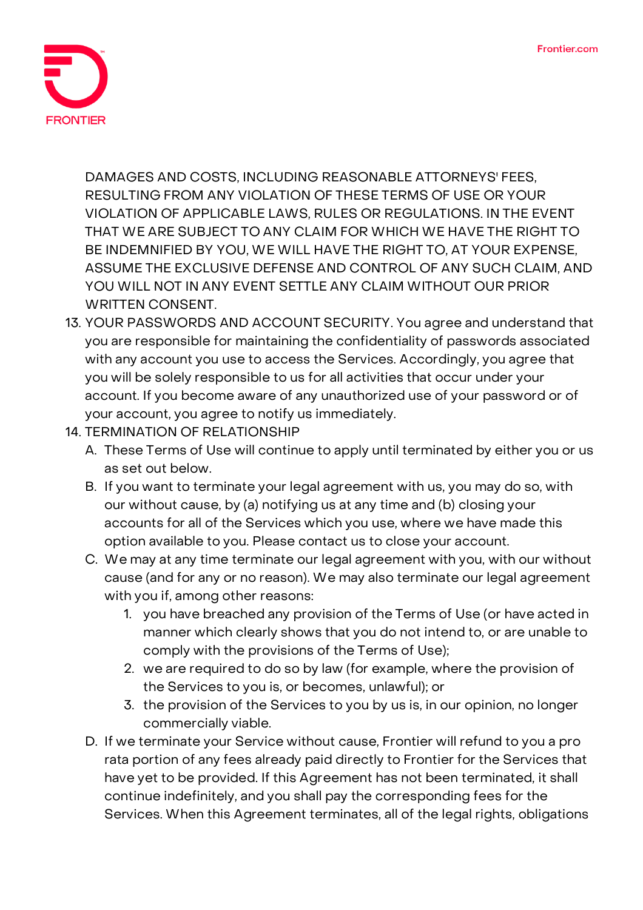DAMAGES AND COSTS, INCLUDING REASONABLE ATTORNEYS' FEES, RESULTING FROM ANY VIOLATION OF THESE TERMS OF USE OR YOUR VIOLATION OF APPLICABLE LAWS, RULES OR REGULATIONS. IN THE EVENT THAT WE ARE SUBJECT TO ANY CLAIM FOR WHICH WE HAVE THE RIGHT TO BE INDEMNIFIED BY YOU, WE WILL HAVE THE RIGHT TO, AT YOUR EXPENSE, ASSUME THE EXCLUSIVE DEFENSE AND CONTROL OF ANY SUCH CLAIM, AND YOU WILL NOT IN ANY EVENT SETTLE ANY CLAIM WITHOUT OUR PRIOR WRITTEN CONSENT.

13. YOUR PASSWORDS AND ACCOUNT SECURITY. You agree and understand that you are responsible for maintaining the confidentiality of passwords associated with any account you use to access the Services. Accordingly, you agree that you will be solely responsible to us for all activities that occur under your account. If you become aware of any unauthorized use of your password or of your account, you agree to notify us immediately.
14. TERMINATION OF RELATIONSHIP
    A. These Terms of Use will continue to apply until terminated by either you or us as set out below.
    B. If you want to terminate your legal agreement with us, you may do so, with our without cause, by (a) notifying us at any time and (b) closing your accounts for all of the Services which you use, where we have made this option available to you. Please contact us to close your account.
    C. We may at any time terminate our legal agreement with you, with our without cause (and for any or no reason). We may also terminate our legal agreement with you if, among other reasons:
        1. you have breached any provision of the Terms of Use (or have acted in manner which clearly shows that you do not intend to, or are unable to comply with the provisions of the Terms of Use);
        2. we are required to do so by law (for example, where the provision of the Services to you is, or becomes, unlawful); or
        3. the provision of the Services to you by us is, in our opinion, no longer commercially viable.
    D. If we terminate your Service without cause, Frontier will refund to you a pro rata portion of any fees already paid directly to Frontier for the Services that have yet to be provided. If this Agreement has not been terminated, it shall continue indefinitely, and you shall pay the corresponding fees for the Services. When this Agreement terminates, all of the legal rights, obligations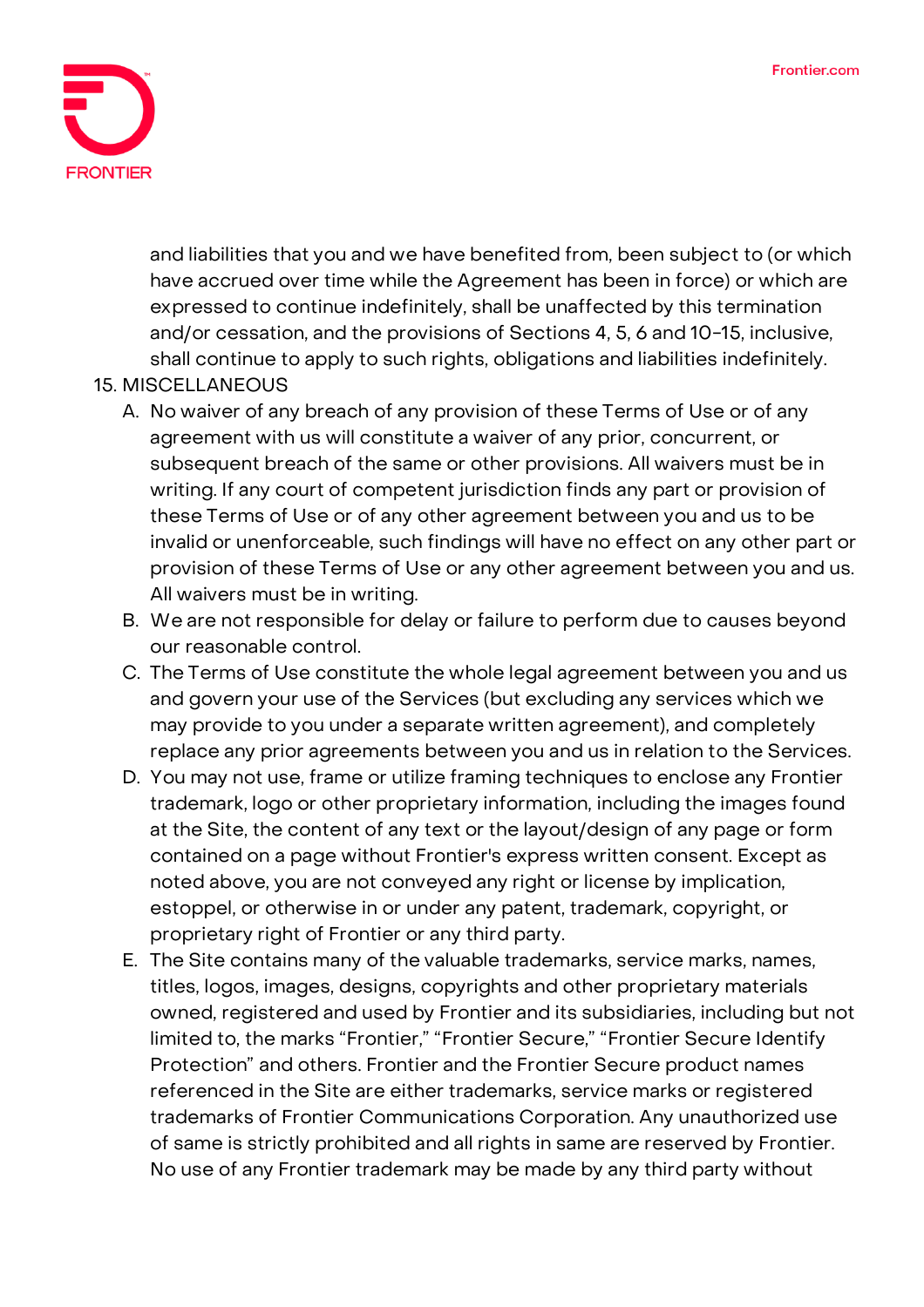and liabilities that you and we have benefited from, been subject to (or which have accrued over time while the Agreement has been in force) or which are expressed to continue indefinitely, shall be unaffected by this termination and/or cessation, and the provisions of Sections 4, 5, 6 and 10-15, inclusive, shall continue to apply to such rights, obligations and liabilities indefinitely.

15. MISCELLANEOUS
    A. No waiver of any breach of any provision of these Terms of Use or of any agreement with us will constitute a waiver of any prior, concurrent, or subsequent breach of the same or other provisions. All waivers must be in writing. If any court of competent jurisdiction finds any part or provision of these Terms of Use or of any other agreement between you and us to be invalid or unenforceable, such findings will have no effect on any other part or provision of these Terms of Use or any other agreement between you and us. All waivers must be in writing.
    B. We are not responsible for delay or failure to perform due to causes beyond our reasonable control.
    C. The Terms of Use constitute the whole legal agreement between you and us and govern your use of the Services (but excluding any services which we may provide to you under a separate written agreement), and completely replace any prior agreements between you and us in relation to the Services.
    D. You may not use, frame or utilize framing techniques to enclose any Frontier trademark, logo or other proprietary information, including the images found at the Site, the content of any text or the layout/design of any page or form contained on a page without Frontier's express written consent. Except as noted above, you are not conveyed any right or license by implication, estoppel, or otherwise in or under any patent, trademark, copyright, or proprietary right of Frontier or any third party.
    E. The Site contains many of the valuable trademarks, service marks, names, titles, logos, images, designs, copyrights and other proprietary materials owned, registered and used by Frontier and its subsidiaries, including but not limited to, the marks "Frontier," "Frontier Secure," "Frontier Secure Identify Protection" and others. Frontier and the Frontier Secure product names referenced in the Site are either trademarks, service marks or registered trademarks of Frontier Communications Corporation. Any unauthorized use of same is strictly prohibited and all rights in same are reserved by Frontier. No use of any Frontier trademark may be made by any third party without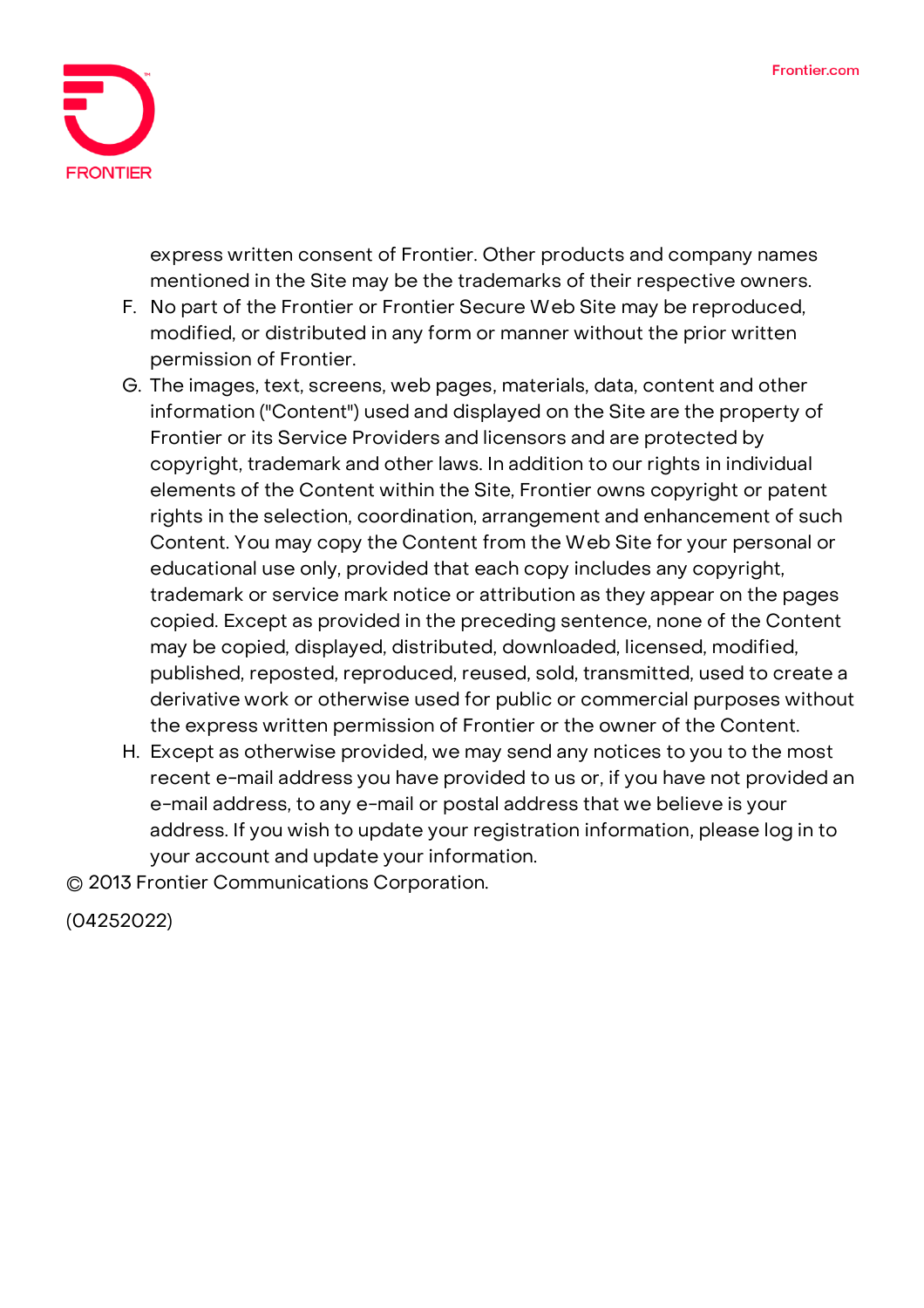express written consent of Frontier. Other products and company names mentioned in the Site may be the trademarks of their respective owners.

F. No part of the Frontier or Frontier Secure Web Site may be reproduced, modified, or distributed in any form or manner without the prior written permission of Frontier.

G. The images, text, screens, web pages, materials, data, content and other information ("Content") used and displayed on the Site are the property of Frontier or its Service Providers and licensors and are protected by copyright, trademark and other laws. In addition to our rights in individual elements of the Content within the Site, Frontier owns copyright or patent rights in the selection, coordination, arrangement and enhancement of such Content. You may copy the Content from the Web Site for your personal or educational use only, provided that each copy includes any copyright, trademark or service mark notice or attribution as they appear on the pages copied. Except as provided in the preceding sentence, none of the Content may be copied, displayed, distributed, downloaded, licensed, modified, published, reposted, reproduced, reused, sold, transmitted, used to create a derivative work or otherwise used for public or commercial purposes without the express written permission of Frontier or the owner of the Content.

H. Except as otherwise provided, we may send any notices to you to the most recent e-mail address you have provided to us or, if you have not provided an e-mail address, to any e-mail or postal address that we believe is your address. If you wish to update your registration information, please log in to your account and update your information.

© 2013 Frontier Communications Corporation.

(04252022)